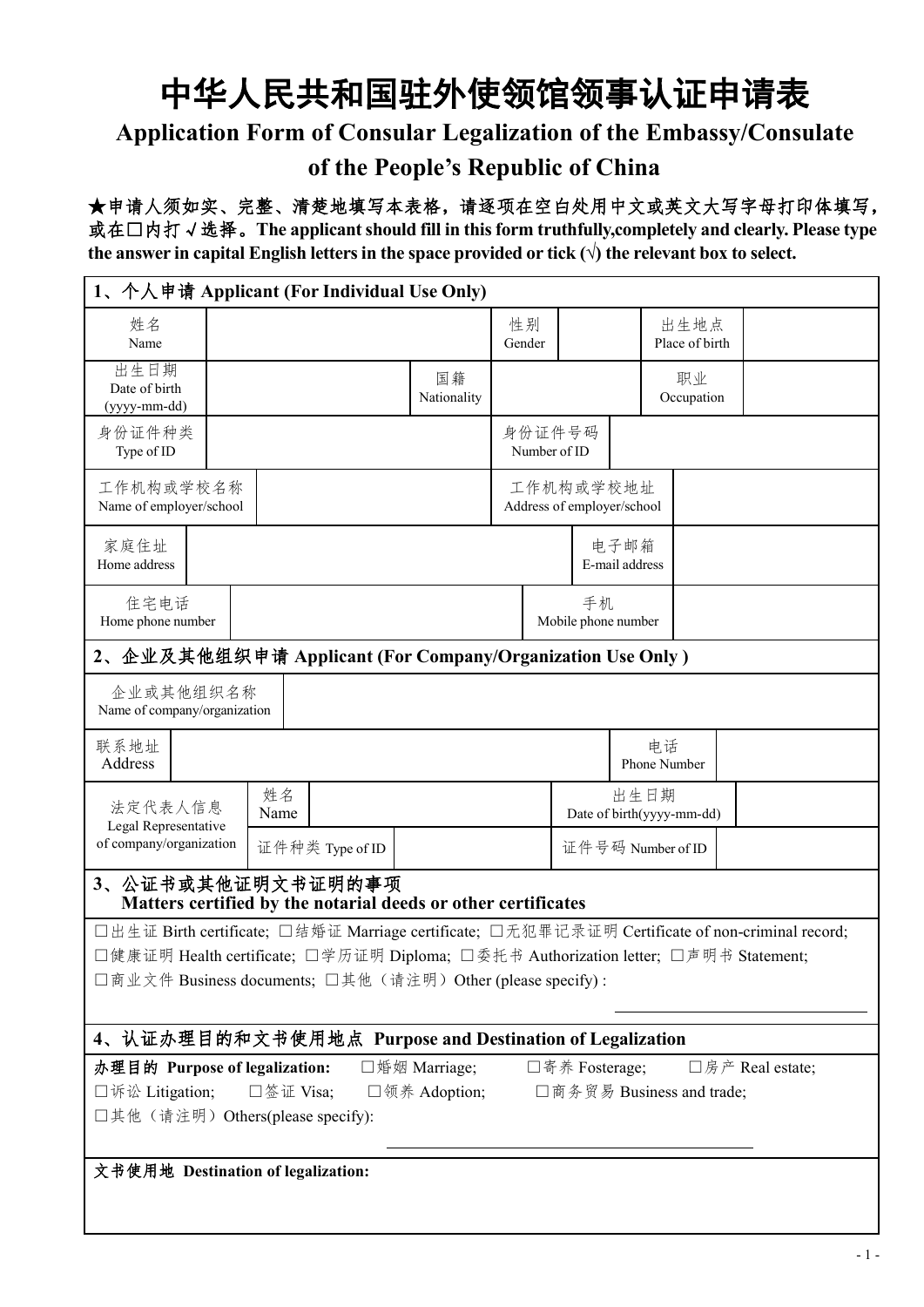# 中华人民共和国驻外使领馆领事认证申请表

## Application Form of Consular Legalization of the Embassy/Consulate of the People's Republic of China

**★申请人须如实、完整、清楚地填写本表格，请逐项在空白处用中文或英文大写字母打印体填写，或在□内打√选择。The applicant should fill in this form truthfully,completely and clearly. Please type the answer in capital English letters in the space provided or tick (√) the relevant box to select.**

### 1、个人申请 Applicant (For Individual Use Only)

| | | | | | |
|---|---|---|---|---|---|
| 姓名 Name | | 性别 Gender | | 出生地点 Place of birth | |
| 出生日期 Date of birth (yyyy-mm-dd) | | 国籍 Nationality | | 职业 Occupation | |
| 身份证件种类 Type of ID | | 身份证件号码 Number of ID | | | |
| 工作机构或学校名称 Name of employer/school | | 工作机构或学校地址 Address of employer/school | | | |
| 家庭住址 Home address | | 电子邮箱 E-mail address | | | |
| 住宅电话 Home phone number | | 手机 Mobile phone number | | | |

### 2、企业及其他组织申请 Applicant (For Company/Organization Use Only )

| | | | | | |
|---|---|---|---|---|---|
| 企业或其他组织名称 Name of company/organization | | | | | |
| 联系地址 Address | | | | 电话 Phone Number | |
| 法定代表人信息 Legal Representative of company/organization | 姓名 Name | | 出生日期 Date of birth(yyyy-mm-dd) | | |
| | 证件种类 Type of ID | | 证件号码 Number of ID | | |

### 3、公证书或其他证明文书证明的事项 Matters certified by the notarial deeds or other certificates

□出生证 Birth certificate; □结婚证 Marriage certificate; □无犯罪记录证明 Certificate of non-criminal record; □健康证明 Health certificate; □学历证明 Diploma; □委托书 Authorization letter; □声明书 Statement; □商业文件 Business documents; □其他（请注明）Other (please specify) :

______________________

### 4、认证办理目的和文书使用地点 Purpose and Destination of Legalization

**办理目的 Purpose of legalization:** □婚姻 Marriage; □寄养 Fosterage; □房产 Real estate; □诉讼 Litigation; □签证 Visa; □领养 Adoption; □商务贸易 Business and trade; □其他（请注明）Others(please specify):

______________________

**文书使用地 Destination of legalization:**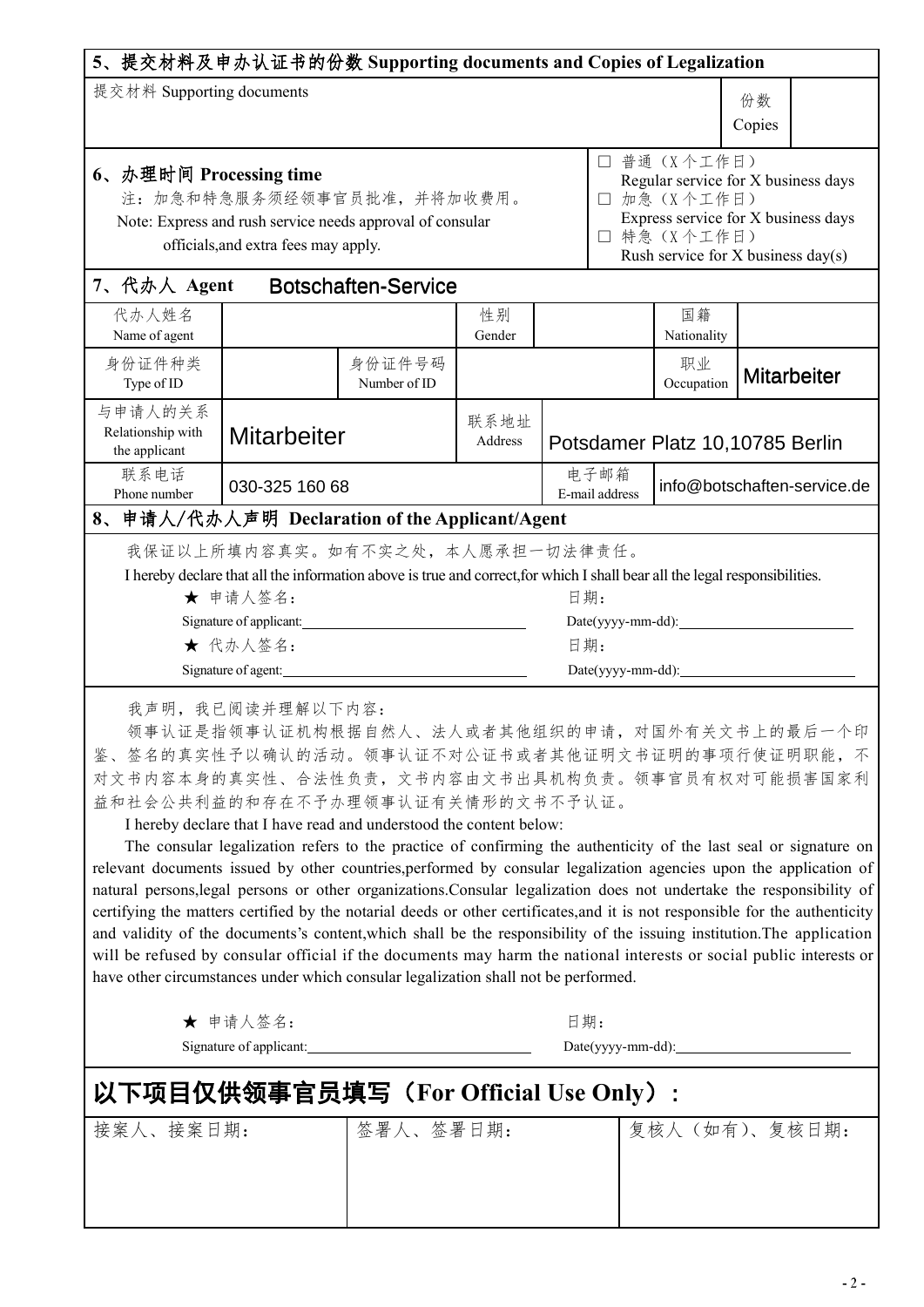## 5、提交材料及申办认证书的份数 Supporting documents and Copies of Legalization

| | | | |
|---|---|---|---|
| 提交材料 Supporting documents | | 份数 Copies | |

## 6、办理时间 Processing time

注：加急和特急服务须经领事官员批准，并将加收费用。
Note: Express and rush service needs approval of consular officials,and extra fees may apply.

- □ 普通（X个工作日） Regular service for X business days
- □ 加急（X个工作日） Express service for X business days
- □ 特急（X个工作日） Rush service for X business day(s)

## 7、代办人 Agent　Botschaften-Service

| | | | | | | | |
|---|---|---|---|---|---|---|---|
| 代办人姓名 Name of agent | | 性别 Gender | | | 国籍 Nationality | |
| 身份证件种类 Type of ID | | 身份证件号码 Number of ID | | | 职业 Occupation | Mitarbeiter |
| 与申请人的关系 Relationship with the applicant | Mitarbeiter | | 联系地址 Address | Potsdamer Platz 10,10785 Berlin | | |
| 联系电话 Phone number | 030-325 160 68 | | | 电子邮箱 E-mail address | info@botschaften-service.de | |

## 8、申请人/代办人声明 Declaration of the Applicant/Agent

我保证以上所填内容真实。如有不实之处，本人愿承担一切法律责任。

I hereby declare that all the information above is true and correct,for which I shall bear all the legal responsibilities.

★ 申请人签名：　　　　　　　　　　日期：
Signature of applicant: ____________　　Date(yyyy-mm-dd): ____________

★ 代办人签名：　　　　　　　　　　日期：
Signature of agent: ____________　　Date(yyyy-mm-dd): ____________

我声明，我已阅读并理解以下内容：

领事认证是指领事认证机构根据自然人、法人或者其他组织的申请，对国外有关文书上的最后一个印鉴、签名的真实性予以确认的活动。领事认证不对公证书或者其他证明文书证明的事项行使证明职能，不对文书内容本身的真实性、合法性负责，文书内容由文书出具机构负责。领事官员有权对可能损害国家利益和社会公共利益的和存在不予办理领事认证有关情形的文书不予认证。

I hereby declare that I have read and understood the content below:

The consular legalization refers to the practice of confirming the authenticity of the last seal or signature on relevant documents issued by other countries,performed by consular legalization agencies upon the application of natural persons,legal persons or other organizations.Consular legalization does not undertake the responsibility of certifying the matters certified by the notarial deeds or other certificates,and it is not responsible for the authenticity and validity of the documents's content,which shall be the responsibility of the issuing institution.The application will be refused by consular official if the documents may harm the national interests or social public interests or have other circumstances under which consular legalization shall not be performed.

★ 申请人签名：　　　　　　　　　　日期：
Signature of applicant: ____________　　Date(yyyy-mm-dd): ____________

## 以下项目仅供领事官员填写（For Official Use Only）：

| 接案人、接案日期： | 签署人、签署日期： | 复核人（如有）、复核日期： |
|---|---|---|
| | | |